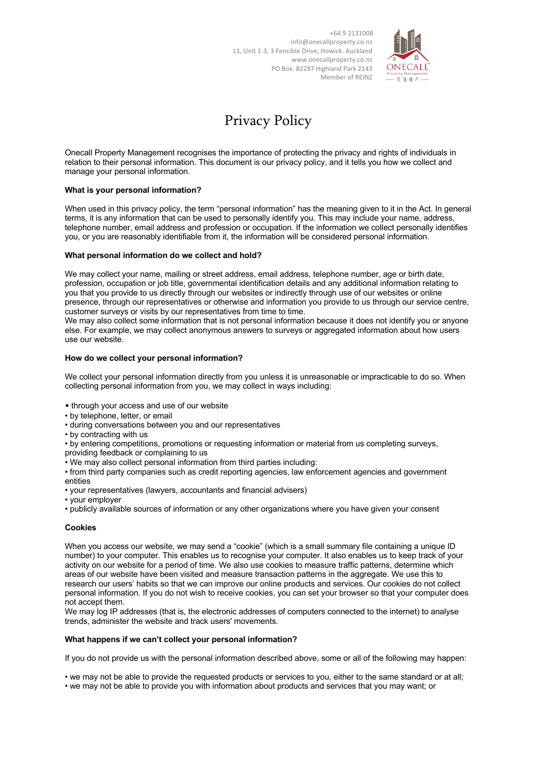+64 9 2131008
info@onecallproperty.co.nz
L1, Unit 1-3, 3 Fencible Drive, Howick. Auckland
www.onecallproperty.co.nz
PO Box: 82287 Highland Park 2143
Member of REINZ

# Privacy Policy

Onecall Property Management recognises the importance of protecting the privacy and rights of individuals in relation to their personal information. This document is our privacy policy, and it tells you how we collect and manage your personal information.

**What is your personal information?**

When used in this privacy policy, the term "personal information" has the meaning given to it in the Act. In general terms, it is any information that can be used to personally identify you. This may include your name, address, telephone number, email address and profession or occupation. If the information we collect personally identifies you, or you are reasonably identifiable from it, the information will be considered personal information.

**What personal information do we collect and hold?**

We may collect your name, mailing or street address, email address, telephone number, age or birth date, profession, occupation or job title, governmental identification details and any additional information relating to you that you provide to us directly through our websites or indirectly through use of our websites or online presence, through our representatives or otherwise and information you provide to us through our service centre, customer surveys or visits by our representatives from time to time.
We may also collect some information that is not personal information because it does not identify you or anyone else. For example, we may collect anonymous answers to surveys or aggregated information about how users use our website.

**How do we collect your personal information?**

We collect your personal information directly from you unless it is unreasonable or impracticable to do so. When collecting personal information from you, we may collect in ways including:

- through your access and use of our website
- by telephone, letter, or email
- during conversations between you and our representatives
- by contracting with us
- by entering competitions, promotions or requesting information or material from us completing surveys, providing feedback or complaining to us
- We may also collect personal information from third parties including:
- from third party companies such as credit reporting agencies, law enforcement agencies and government entities
- your representatives (lawyers, accountants and financial advisers)
- your employer
- publicly available sources of information or any other organizations where you have given your consent

**Cookies**

When you access our website, we may send a "cookie" (which is a small summary file containing a unique ID number) to your computer. This enables us to recognise your computer. It also enables us to keep track of your activity on our website for a period of time. We also use cookies to measure traffic patterns, determine which areas of our website have been visited and measure transaction patterns in the aggregate. We use this to research our users' habits so that we can improve our online products and services. Our cookies do not collect personal information. If you do not wish to receive cookies, you can set your browser so that your computer does not accept them.
We may log IP addresses (that is, the electronic addresses of computers connected to the internet) to analyse trends, administer the website and track users' movements.

**What happens if we can't collect your personal information?**

If you do not provide us with the personal information described above, some or all of the following may happen:

- we may not be able to provide the requested products or services to you, either to the same standard or at all;
- we may not be able to provide you with information about products and services that you may want; or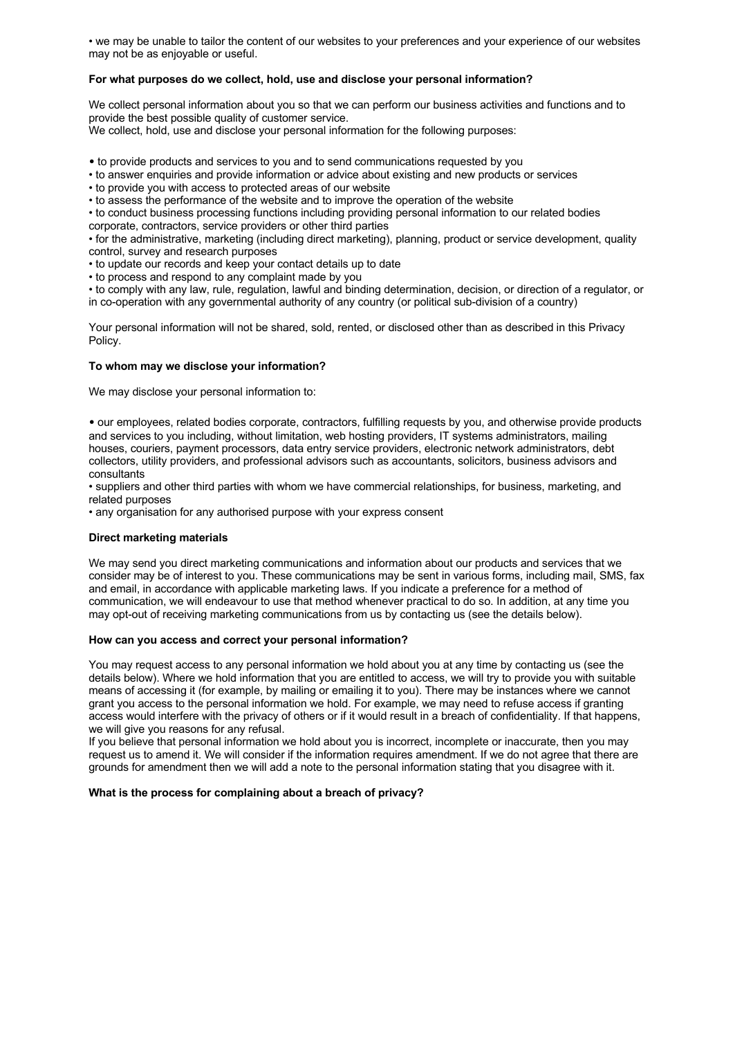- we may be unable to tailor the content of our websites to your preferences and your experience of our websites may not be as enjoyable or useful.

**For what purposes do we collect, hold, use and disclose your personal information?**

We collect personal information about you so that we can perform our business activities and functions and to provide the best possible quality of customer service.
We collect, hold, use and disclose your personal information for the following purposes:

- to provide products and services to you and to send communications requested by you
- to answer enquiries and provide information or advice about existing and new products or services
- to provide you with access to protected areas of our website
- to assess the performance of the website and to improve the operation of the website
- to conduct business processing functions including providing personal information to our related bodies corporate, contractors, service providers or other third parties
- for the administrative, marketing (including direct marketing), planning, product or service development, quality control, survey and research purposes
- to update our records and keep your contact details up to date
- to process and respond to any complaint made by you
- to comply with any law, rule, regulation, lawful and binding determination, decision, or direction of a regulator, or in co-operation with any governmental authority of any country (or political sub-division of a country)

Your personal information will not be shared, sold, rented, or disclosed other than as described in this Privacy Policy.

**To whom may we disclose your information?**

We may disclose your personal information to:

- our employees, related bodies corporate, contractors, fulfilling requests by you, and otherwise provide products and services to you including, without limitation, web hosting providers, IT systems administrators, mailing houses, couriers, payment processors, data entry service providers, electronic network administrators, debt collectors, utility providers, and professional advisors such as accountants, solicitors, business advisors and consultants
- suppliers and other third parties with whom we have commercial relationships, for business, marketing, and related purposes
- any organisation for any authorised purpose with your express consent

**Direct marketing materials**

We may send you direct marketing communications and information about our products and services that we consider may be of interest to you. These communications may be sent in various forms, including mail, SMS, fax and email, in accordance with applicable marketing laws. If you indicate a preference for a method of communication, we will endeavour to use that method whenever practical to do so. In addition, at any time you may opt-out of receiving marketing communications from us by contacting us (see the details below).

**How can you access and correct your personal information?**

You may request access to any personal information we hold about you at any time by contacting us (see the details below). Where we hold information that you are entitled to access, we will try to provide you with suitable means of accessing it (for example, by mailing or emailing it to you). There may be instances where we cannot grant you access to the personal information we hold. For example, we may need to refuse access if granting access would interfere with the privacy of others or if it would result in a breach of confidentiality. If that happens, we will give you reasons for any refusal.
If you believe that personal information we hold about you is incorrect, incomplete or inaccurate, then you may request us to amend it. We will consider if the information requires amendment. If we do not agree that there are grounds for amendment then we will add a note to the personal information stating that you disagree with it.

**What is the process for complaining about a breach of privacy?**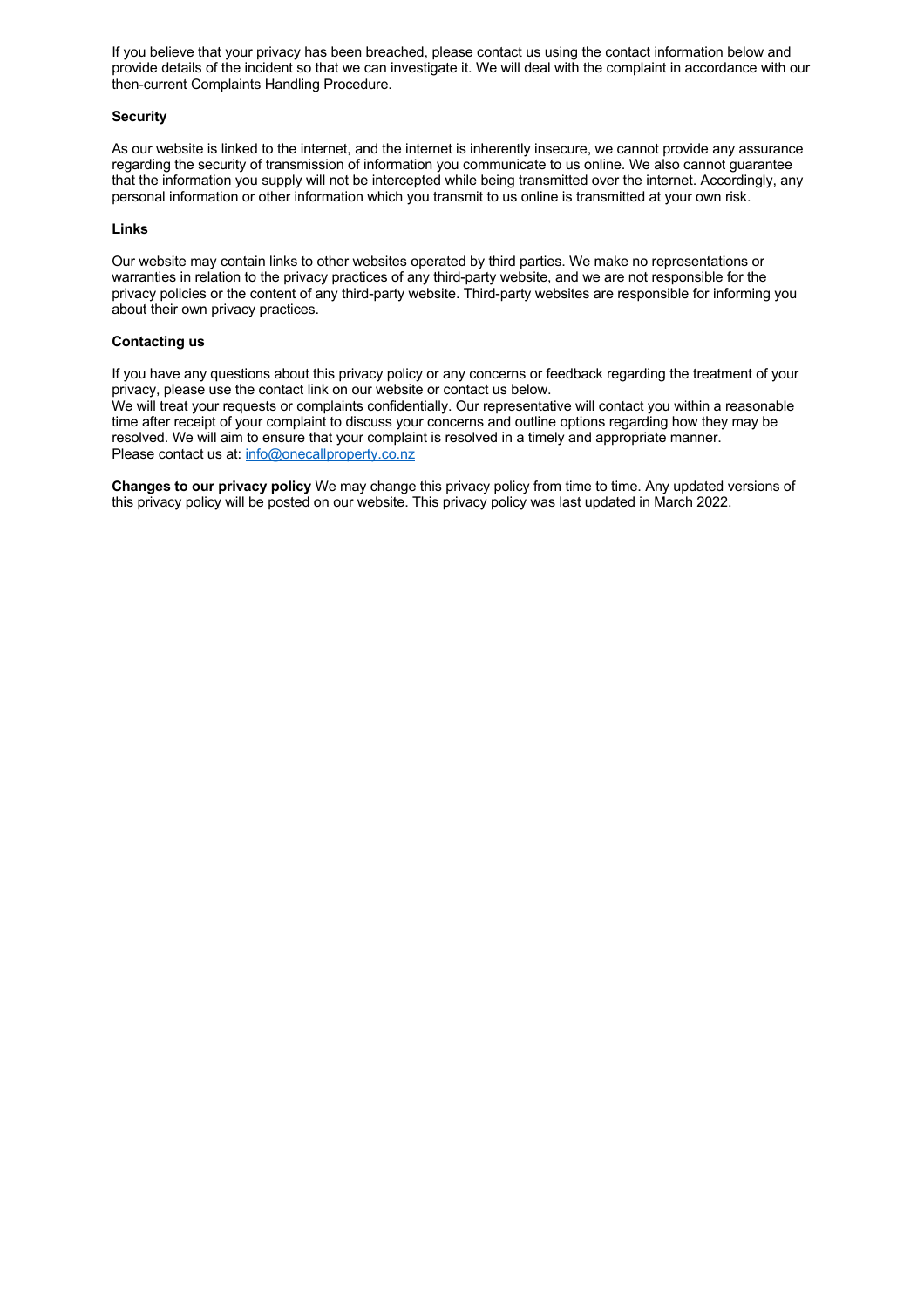If you believe that your privacy has been breached, please contact us using the contact information below and provide details of the incident so that we can investigate it. We will deal with the complaint in accordance with our then-current Complaints Handling Procedure.

**Security**

As our website is linked to the internet, and the internet is inherently insecure, we cannot provide any assurance regarding the security of transmission of information you communicate to us online. We also cannot guarantee that the information you supply will not be intercepted while being transmitted over the internet. Accordingly, any personal information or other information which you transmit to us online is transmitted at your own risk.

**Links**

Our website may contain links to other websites operated by third parties. We make no representations or warranties in relation to the privacy practices of any third-party website, and we are not responsible for the privacy policies or the content of any third-party website. Third-party websites are responsible for informing you about their own privacy practices.

**Contacting us**

If you have any questions about this privacy policy or any concerns or feedback regarding the treatment of your privacy, please use the contact link on our website or contact us below.
We will treat your requests or complaints confidentially. Our representative will contact you within a reasonable time after receipt of your complaint to discuss your concerns and outline options regarding how they may be resolved. We will aim to ensure that your complaint is resolved in a timely and appropriate manner.
Please contact us at: info@onecallproperty.co.nz

**Changes to our privacy policy** We may change this privacy policy from time to time. Any updated versions of this privacy policy will be posted on our website. This privacy policy was last updated in March 2022.